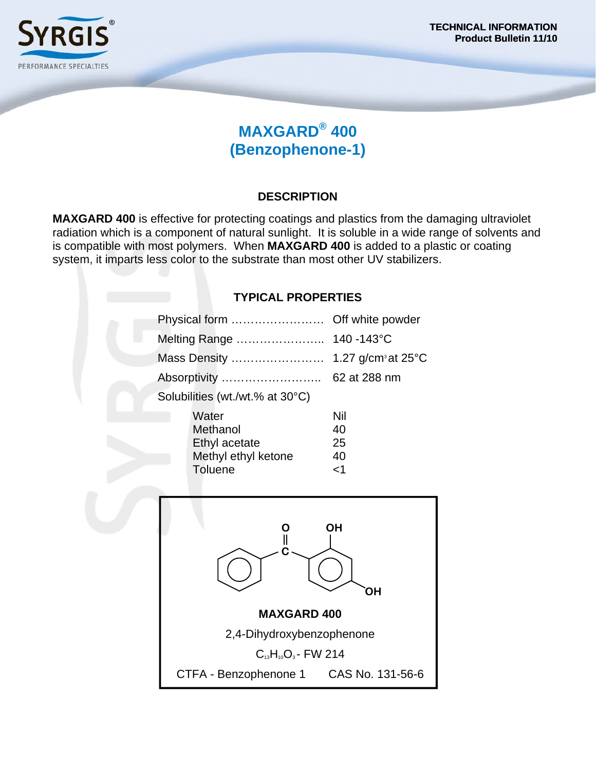TECHNICAL INFORMATION
Product Bulletin 11/10

# MAXGARD® 400 (Benzophenone-1)

## DESCRIPTION

**MAXGARD 400** is effective for protecting coatings and plastics from the damaging ultraviolet radiation which is a component of natural sunlight. It is soluble in a wide range of solvents and is compatible with most polymers. When **MAXGARD 400** is added to a plastic or coating system, it imparts less color to the substrate than most other UV stabilizers.

## TYPICAL PROPERTIES

| Property | Value |
|---|---|
| Physical form | Off white powder |
| Melting Range | 140 -143°C |
| Mass Density | 1.27 g/cm$^3$ at 25°C |
| Absorptivity | 62 at 288 nm |
| Solubilities (wt./wt.% at 30°C) | |
| Water | Nil |
| Methanol | 40 |
| Ethyl acetate | 25 |
| Methyl ethyl ketone | 40 |
| Toluene | <1 |

**MAXGARD 400**

2,4-Dihydroxybenzophenone

$C_{13}H_{10}O_3$ - FW 214

CTFA - Benzophenone 1 CAS No. 131-56-6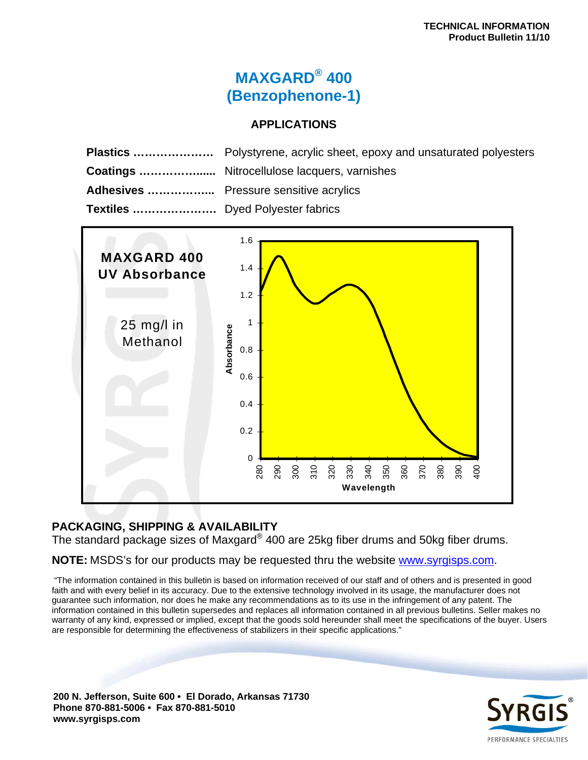# MAXGARD® 400 (Benzophenone-1)

## APPLICATIONS

**Plastics …………………** Polystyrene, acrylic sheet, epoxy and unsaturated polyesters

**Coatings ……………....** Nitrocellulose lacquers, varnishes

**Adhesives ……………..** Pressure sensitive acrylics

**Textiles ………………….** Dyed Polyester fabrics

MAXGARD 400
UV Absorbance

25 mg/l in
Methanol

Absorbance

1.6
1.4
1.2
1
0.8
0.6
0.4
0.2
0

280 290 300 310 320 330 340 350 360 370 380 390 400

Wavelength

## PACKAGING, SHIPPING & AVAILABILITY

The standard package sizes of Maxgard® 400 are 25kg fiber drums and 50kg fiber drums.

**NOTE:** MSDS's for our products may be requested thru the website www.syrgisps.com.

"The information contained in this bulletin is based on information received of our staff and of others and is presented in good faith and with every belief in its accuracy. Due to the extensive technology involved in its usage, the manufacturer does not guarantee such information, nor does he make any recommendations as to its use in the infringement of any patent. The information contained in this bulletin supersedes and replaces all information contained in all previous bulletins. Seller makes no warranty of any kind, expressed or implied, except that the goods sold hereunder shall meet the specifications of the buyer. Users are responsible for determining the effectiveness of stabilizers in their specific applications."

**200 N. Jefferson, Suite 600 • El Dorado, Arkansas 71730**
**Phone 870-881-5006 • Fax 870-881-5010**
**www.syrgisps.com**

SYRGIS®
PERFORMANCE SPECIALTIES